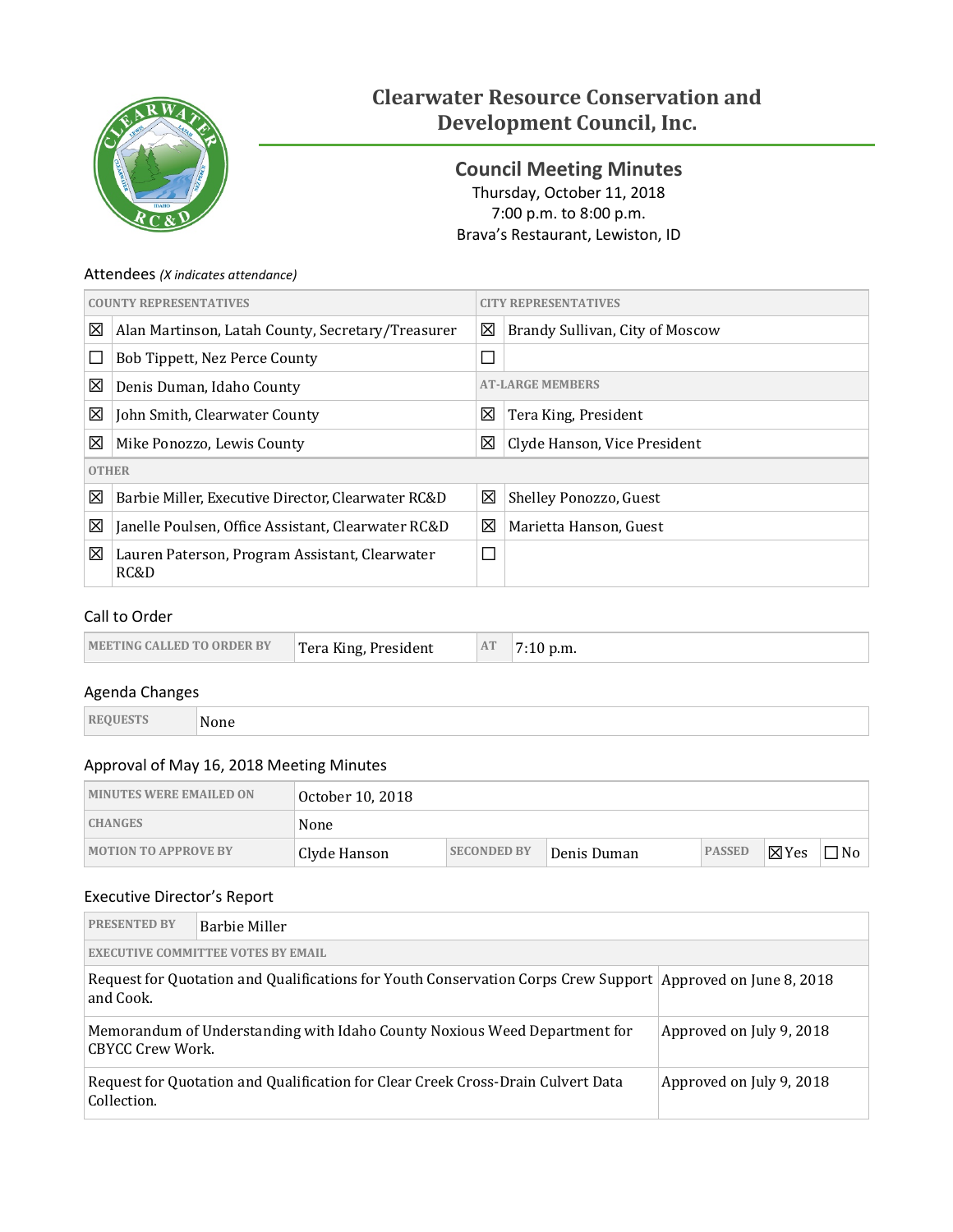# Clearwater Resource Conservation and Development Council, Inc.

## Council Meeting Minutes

Thursday, October 11, 2018
7:00 p.m. to 8:00 p.m.
Brava's Restaurant, Lewiston, ID

### Attendees *(X indicates attendance)*

| | COUNTY REPRESENTATIVES | | CITY REPRESENTATIVES |
|---|---|---|---|
| ☒ | Alan Martinson, Latah County, Secretary/Treasurer | ☒ | Brandy Sullivan, City of Moscow |
| ☐ | Bob Tippett, Nez Perce County | ☐ | |
| ☒ | Denis Duman, Idaho County | | **AT-LARGE MEMBERS** |
| ☒ | John Smith, Clearwater County | ☒ | Tera King, President |
| ☒ | Mike Ponozzo, Lewis County | ☒ | Clyde Hanson, Vice President |
| | **OTHER** | | |
| ☒ | Barbie Miller, Executive Director, Clearwater RC&D | ☒ | Shelley Ponozzo, Guest |
| ☒ | Janelle Poulsen, Office Assistant, Clearwater RC&D | ☒ | Marietta Hanson, Guest |
| ☒ | Lauren Paterson, Program Assistant, Clearwater RC&D | ☐ | |

### Call to Order

| MEETING CALLED TO ORDER BY | Tera King, President | AT | 7:10 p.m. |
|---|---|---|---|

### Agenda Changes

| REQUESTS | None |
|---|---|

### Approval of May 16, 2018 Meeting Minutes

| MINUTES WERE EMAILED ON | October 10, 2018 | | | | | |
|---|---|---|---|---|---|---|
| CHANGES | None | | | | | |
| MOTION TO APPROVE BY | Clyde Hanson | SECONDED BY | Denis Duman | PASSED | ☒Yes | ☐No |

### Executive Director's Report

| PRESENTED BY | Barbie Miller |
|---|---|
| **EXECUTIVE COMMITTEE VOTES BY EMAIL** | |
| Request for Quotation and Qualifications for Youth Conservation Corps Crew Support and Cook. | Approved on June 8, 2018 |
| Memorandum of Understanding with Idaho County Noxious Weed Department for CBYCC Crew Work. | Approved on July 9, 2018 |
| Request for Quotation and Qualification for Clear Creek Cross-Drain Culvert Data Collection. | Approved on July 9, 2018 |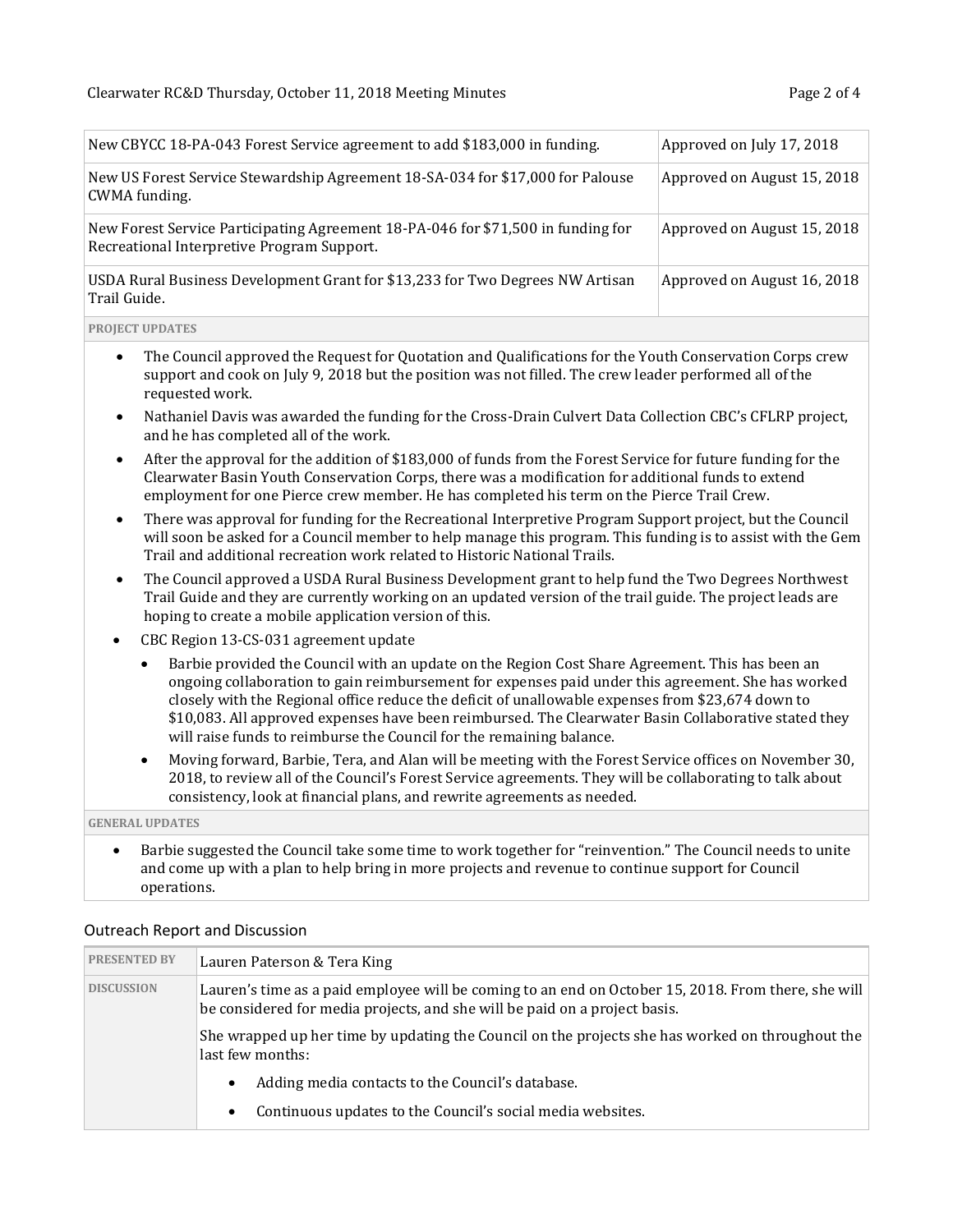| | |
|---|---|
| New CBYCC 18-PA-043 Forest Service agreement to add $183,000 in funding. | Approved on July 17, 2018 |
| New US Forest Service Stewardship Agreement 18-SA-034 for $17,000 for Palouse CWMA funding. | Approved on August 15, 2018 |
| New Forest Service Participating Agreement 18-PA-046 for $71,500 in funding for Recreational Interpretive Program Support. | Approved on August 15, 2018 |
| USDA Rural Business Development Grant for $13,233 for Two Degrees NW Artisan Trail Guide. | Approved on August 16, 2018 |

**PROJECT UPDATES**

- The Council approved the Request for Quotation and Qualifications for the Youth Conservation Corps crew support and cook on July 9, 2018 but the position was not filled. The crew leader performed all of the requested work.
- Nathaniel Davis was awarded the funding for the Cross-Drain Culvert Data Collection CBC's CFLRP project, and he has completed all of the work.
- After the approval for the addition of $183,000 of funds from the Forest Service for future funding for the Clearwater Basin Youth Conservation Corps, there was a modification for additional funds to extend employment for one Pierce crew member. He has completed his term on the Pierce Trail Crew.
- There was approval for funding for the Recreational Interpretive Program Support project, but the Council will soon be asked for a Council member to help manage this program. This funding is to assist with the Gem Trail and additional recreation work related to Historic National Trails.
- The Council approved a USDA Rural Business Development grant to help fund the Two Degrees Northwest Trail Guide and they are currently working on an updated version of the trail guide. The project leads are hoping to create a mobile application version of this.
- CBC Region 13-CS-031 agreement update
  - Barbie provided the Council with an update on the Region Cost Share Agreement. This has been an ongoing collaboration to gain reimbursement for expenses paid under this agreement. She has worked closely with the Regional office reduce the deficit of unallowable expenses from $23,674 down to $10,083. All approved expenses have been reimbursed. The Clearwater Basin Collaborative stated they will raise funds to reimburse the Council for the remaining balance.
  - Moving forward, Barbie, Tera, and Alan will be meeting with the Forest Service offices on November 30, 2018, to review all of the Council's Forest Service agreements. They will be collaborating to talk about consistency, look at financial plans, and rewrite agreements as needed.

**GENERAL UPDATES**

- Barbie suggested the Council take some time to work together for "reinvention." The Council needs to unite and come up with a plan to help bring in more projects and revenue to continue support for Council operations.

## Outreach Report and Discussion

| | |
|---|---|
| **PRESENTED BY** | Lauren Paterson & Tera King |
| **DISCUSSION** | Lauren's time as a paid employee will be coming to an end on October 15, 2018. From there, she will be considered for media projects, and she will be paid on a project basis. She wrapped up her time by updating the Council on the projects she has worked on throughout the last few months: • Adding media contacts to the Council's database. • Continuous updates to the Council's social media websites. |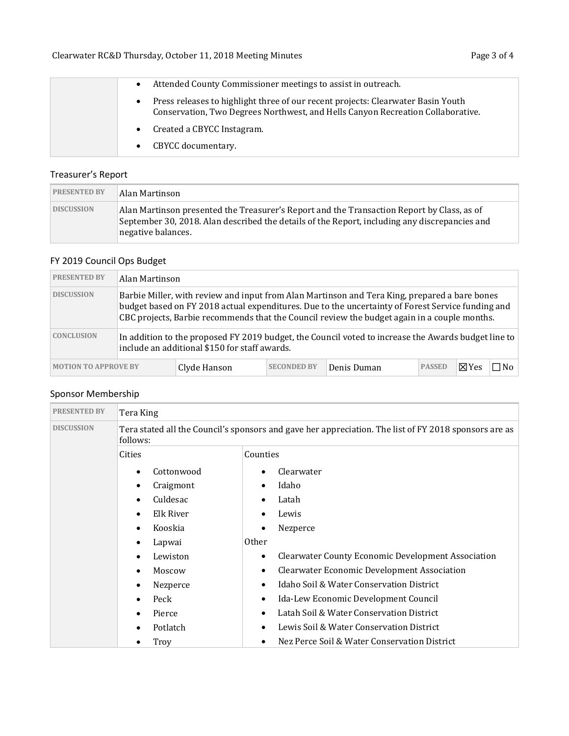| | |
|---|---|
| | • Attended County Commissioner meetings to assist in outreach.<br>• Press releases to highlight three of our recent projects: Clearwater Basin Youth Conservation, Two Degrees Northwest, and Hells Canyon Recreation Collaborative.<br>• Created a CBYCC Instagram.<br>• CBYCC documentary. |

## Treasurer's Report

| | |
|---|---|
| **PRESENTED BY** | Alan Martinson |
| **DISCUSSION** | Alan Martinson presented the Treasurer's Report and the Transaction Report by Class, as of September 30, 2018. Alan described the details of the Report, including any discrepancies and negative balances. |

## FY 2019 Council Ops Budget

| | |
|---|---|
| **PRESENTED BY** | Alan Martinson |
| **DISCUSSION** | Barbie Miller, with review and input from Alan Martinson and Tera King, prepared a bare bones budget based on FY 2018 actual expenditures. Due to the uncertainty of Forest Service funding and CBC projects, Barbie recommends that the Council review the budget again in a couple months. |
| **CONCLUSION** | In addition to the proposed FY 2019 budget, the Council voted to increase the Awards budget line to include an additional $150 for staff awards. |

| **MOTION TO APPROVE BY** | Clyde Hanson | **SECONDED BY** | Denis Duman | **PASSED** | ☒Yes | ☐No |
|---|---|---|---|---|---|---|

## Sponsor Membership

| | |
|---|---|
| **PRESENTED BY** | Tera King |
| **DISCUSSION** | Tera stated all the Council's sponsors and gave her appreciation. The list of FY 2018 sponsors are as follows: |

| Cities | Counties |
|---|---|
| • Cottonwood<br>• Craigmont<br>• Culdesac<br>• Elk River<br>• Kooskia<br>• Lapwai<br>• Lewiston<br>• Moscow<br>• Nezperce<br>• Peck<br>• Pierce<br>• Potlatch<br>• Troy | • Clearwater<br>• Idaho<br>• Latah<br>• Lewis<br>• Nezperce<br><br>Other<br>• Clearwater County Economic Development Association<br>• Clearwater Economic Development Association<br>• Idaho Soil & Water Conservation District<br>• Ida-Lew Economic Development Council<br>• Latah Soil & Water Conservation District<br>• Lewis Soil & Water Conservation District<br>• Nez Perce Soil & Water Conservation District |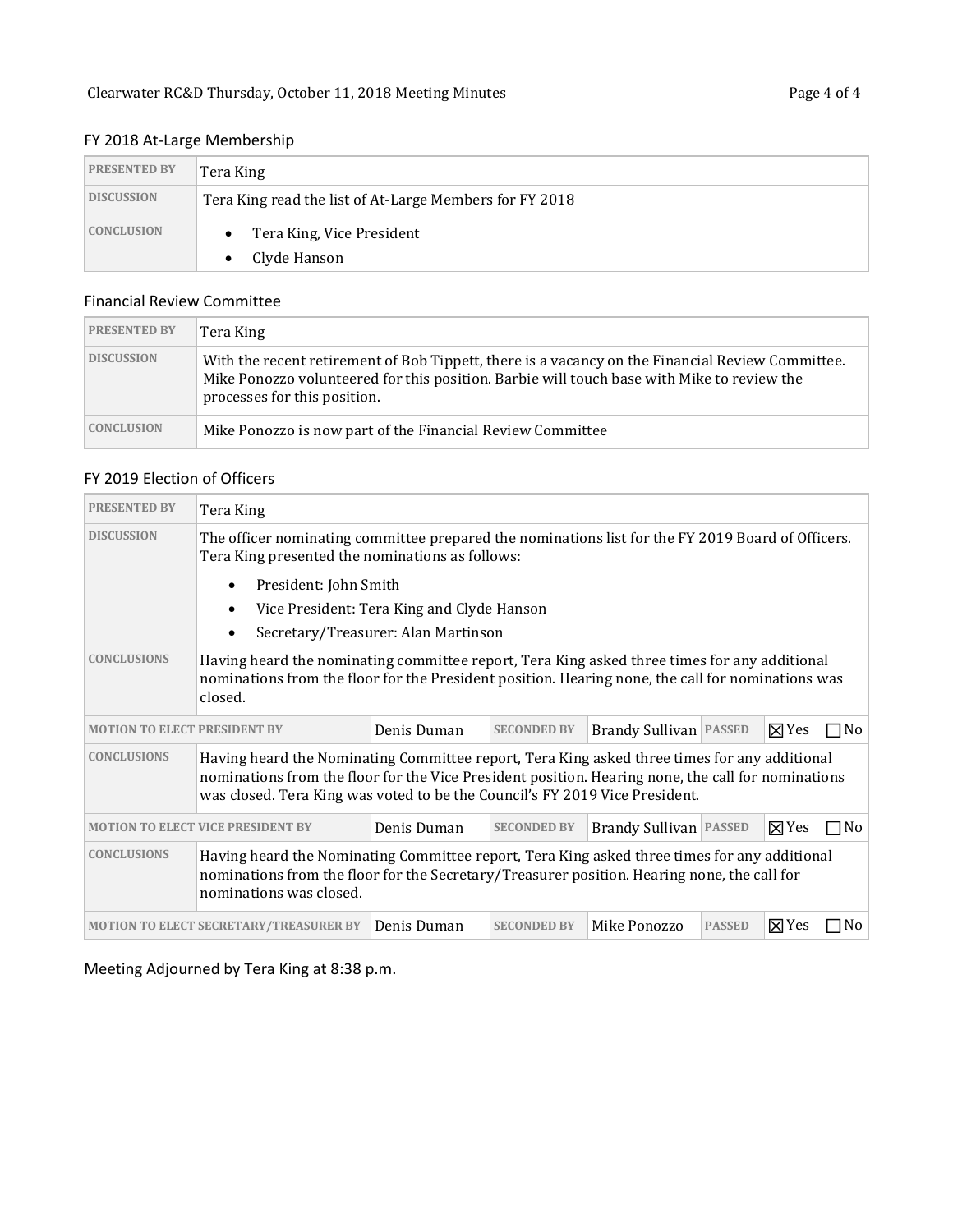## FY 2018 At-Large Membership

| | |
|---|---|
| PRESENTED BY | Tera King |
| DISCUSSION | Tera King read the list of At-Large Members for FY 2018 |
| CONCLUSION | • Tera King, Vice President<br>• Clyde Hanson |

## Financial Review Committee

| | |
|---|---|
| PRESENTED BY | Tera King |
| DISCUSSION | With the recent retirement of Bob Tippett, there is a vacancy on the Financial Review Committee. Mike Ponozzo volunteered for this position. Barbie will touch base with Mike to review the processes for this position. |
| CONCLUSION | Mike Ponozzo is now part of the Financial Review Committee |

## FY 2019 Election of Officers

| | | | | | | |
|---|---|---|---|---|---|---|
| PRESENTED BY | Tera King | | | | | |
| DISCUSSION | The officer nominating committee prepared the nominations list for the FY 2019 Board of Officers. Tera King presented the nominations as follows:<br>• President: John Smith<br>• Vice President: Tera King and Clyde Hanson<br>• Secretary/Treasurer: Alan Martinson | | | | | |
| CONCLUSIONS | Having heard the nominating committee report, Tera King asked three times for any additional nominations from the floor for the President position. Hearing none, the call for nominations was closed. | | | | | |
| MOTION TO ELECT PRESIDENT BY | Denis Duman | SECONDED BY | Brandy Sullivan | PASSED | ☒ Yes | ☐ No |
| CONCLUSIONS | Having heard the Nominating Committee report, Tera King asked three times for any additional nominations from the floor for the Vice President position. Hearing none, the call for nominations was closed. Tera King was voted to be the Council's FY 2019 Vice President. | | | | | |
| MOTION TO ELECT VICE PRESIDENT BY | Denis Duman | SECONDED BY | Brandy Sullivan | PASSED | ☒ Yes | ☐ No |
| CONCLUSIONS | Having heard the Nominating Committee report, Tera King asked three times for any additional nominations from the floor for the Secretary/Treasurer position. Hearing none, the call for nominations was closed. | | | | | |
| MOTION TO ELECT SECRETARY/TREASURER BY | Denis Duman | SECONDED BY | Mike Ponozzo | PASSED | ☒ Yes | ☐ No |

Meeting Adjourned by Tera King at 8:38 p.m.